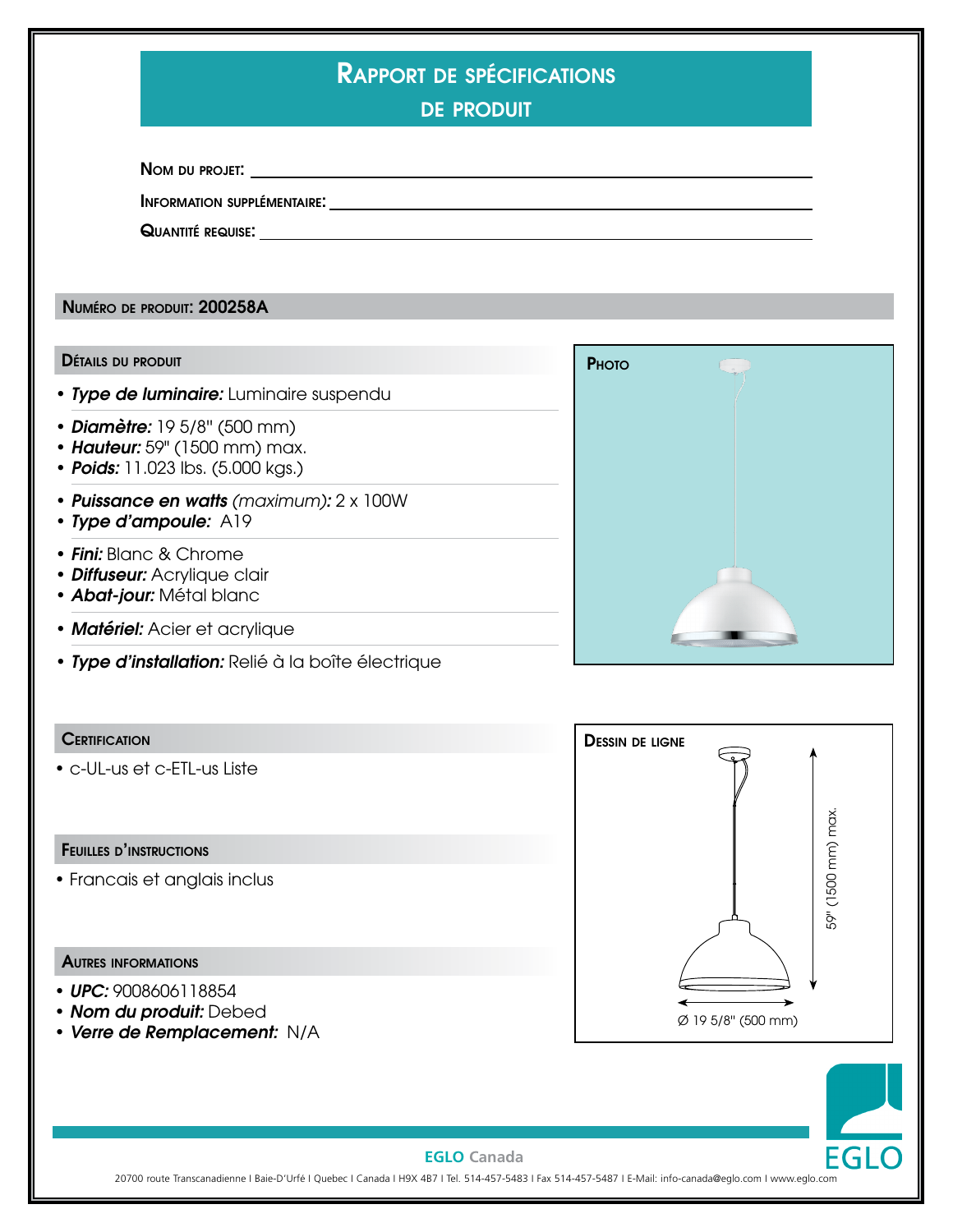# Rapport de spécifications de produit

**Nom du projet:** ______________________

**Information supplémentaire:** ______________________

**Quantité requise:** ______________________

## Numéro de produit: 200258A

### Détails du produit

- ***Type de luminaire:*** Luminaire suspendu
- ***Diamètre:*** 19 5/8" (500 mm)
- ***Hauteur:*** 59" (1500 mm) max.
- ***Poids:*** 11.023 lbs. (5.000 kgs.)
- ***Puissance en watts*** *(maximum)*: 2 x 100W
- ***Type d'ampoule:*** A19
- ***Fini:*** Blanc & Chrome
- ***Diffuseur:*** Acrylique clair
- ***Abat-jour:*** Métal blanc
- ***Matériel:*** Acier et acrylique
- ***Type d'installation:*** Relié à la boîte électrique

### Photo

### Certification

- c-UL-us et c-ETL-us Liste

### Dessin de ligne

59" (1500 mm) max.

Ø 19 5/8" (500 mm)

### Feuilles d'instructions

- Francais et anglais inclus

### Autres informations

- ***UPC:*** 9008606118854
- ***Nom du produit:*** Debed
- ***Verre de Remplacement:*** N/A

**EGLO Canada**

20700 route Transcanadienne I Baie-D'Urfé I Quebec I Canada I H9X 4B7 I Tel. 514-457-5483 I Fax 514-457-5487 I E-Mail: info-canada@eglo.com I www.eglo.com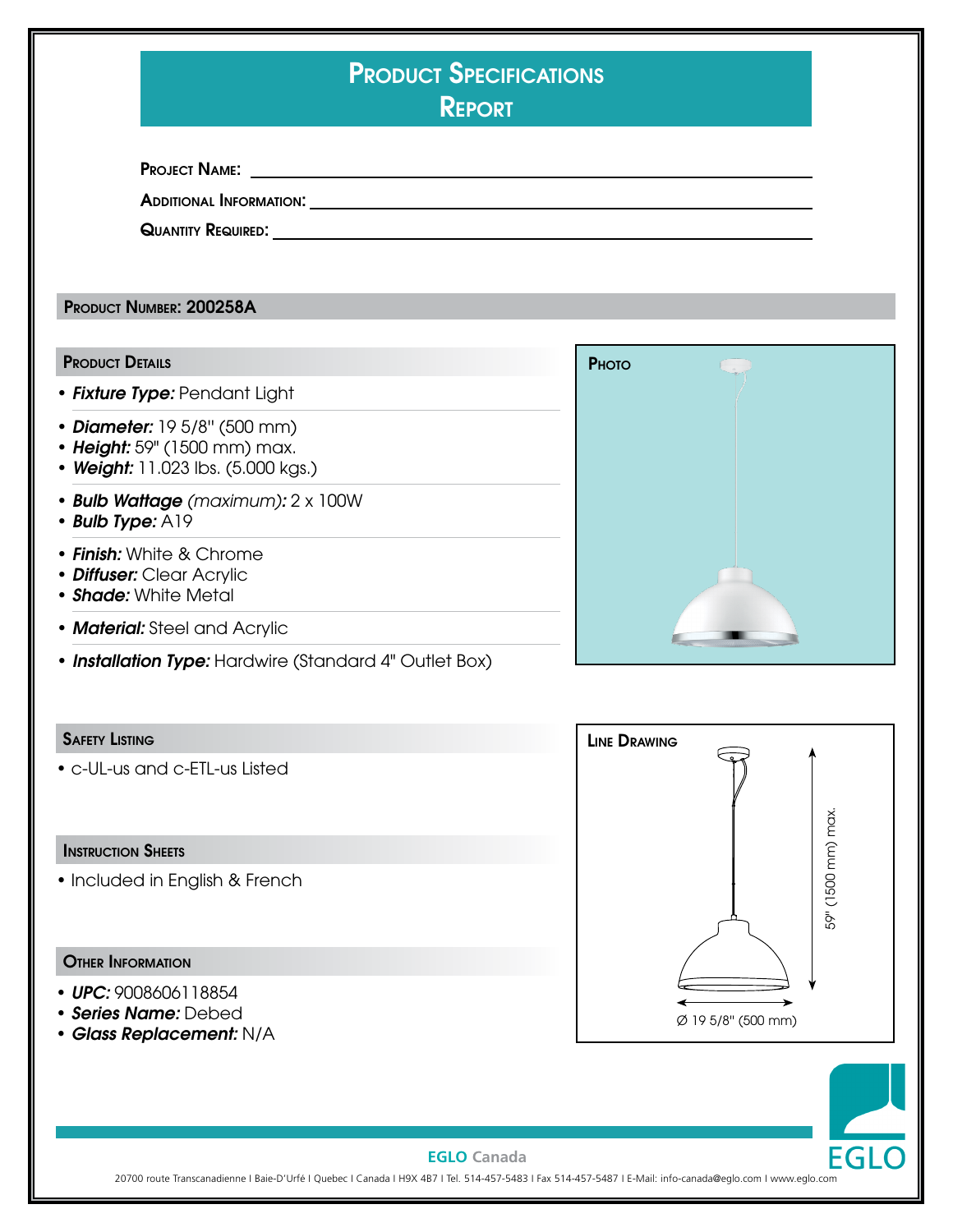# Product Specifications Report

**Project Name:** ______________________________

**Additional Information:** ______________________________

**Quantity Required:** ______________________________

## Product Number: 200258A

### Product Details

- ***Fixture Type:*** Pendant Light
- ***Diameter:*** 19 5/8" (500 mm)
- ***Height:*** 59" (1500 mm) max.
- ***Weight:*** 11.023 lbs. (5.000 kgs.)
- ***Bulb Wattage** (maximum):* 2 x 100W
- ***Bulb Type:*** A19
- ***Finish:*** White & Chrome
- ***Diffuser:*** Clear Acrylic
- ***Shade:*** White Metal
- ***Material:*** Steel and Acrylic
- ***Installation Type:*** Hardwire (Standard 4" Outlet Box)

### Photo

### Line Drawing

59" (1500 mm) max.

Ø 19 5/8" (500 mm)

### Safety Listing

- c-UL-us and c-ETL-us Listed

### Instruction Sheets

- Included in English & French

### Other Information

- ***UPC:*** 9008606118854
- ***Series Name:*** Debed
- ***Glass Replacement:*** N/A

**EGLO Canada**

20700 route Transcanadienne I Baie-D'Urfé I Quebec I Canada I H9X 4B7 I Tel. 514-457-5483 I Fax 514-457-5487 I E-Mail: info-canada@eglo.com I www.eglo.com